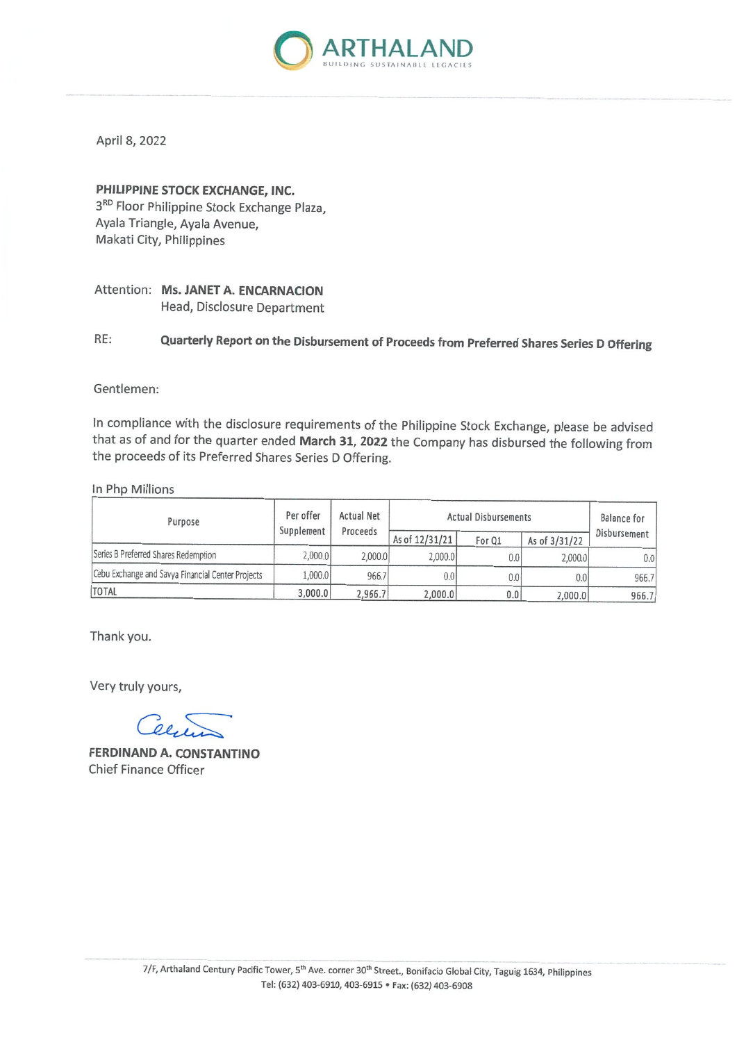ARTHALAND
BUILDING SUSTAINABLE LEGACIES

April 8, 2022

**PHILIPPINE STOCK EXCHANGE, INC.**
3RD Floor Philippine Stock Exchange Plaza,
Ayala Triangle, Ayala Avenue,
Makati City, Philippines

Attention: **Ms. JANET A. ENCARNACION**
Head, Disclosure Department

RE: **Quarterly Report on the Disbursement of Proceeds from Preferred Shares Series D Offering**

Gentlemen:

In compliance with the disclosure requirements of the Philippine Stock Exchange, please be advised that as of and for the quarter ended **March 31, 2022** the Company has disbursed the following from the proceeds of its Preferred Shares Series D Offering.

In Php Millions

| Purpose | Per offer Supplement | Actual Net Proceeds | Actual Disbursements | | | Balance for Disbursement |
|---|---|---|---|---|---|---|
| | | | As of 12/31/21 | For Q1 | As of 3/31/22 | |
| Series B Preferred Shares Redemption | 2,000.0 | 2,000.0 | 2,000.0 | 0.0 | 2,000.0 | 0.0 |
| Cebu Exchange and Savya Financial Center Projects | 1,000.0 | 966.7 | 0.0 | 0.0 | 0.0 | 966.7 |
| TOTAL | 3,000.0 | 2,966.7 | 2,000.0 | 0.0 | 2,000.0 | 966.7 |

Thank you.

Very truly yours,

**FERDINAND A. CONSTANTINO**
Chief Finance Officer

7/F, Arthaland Century Pacific Tower, 5th Ave. corner 30th Street., Bonifacio Global City, Taguig 1634, Philippines
Tel: (632) 403-6910, 403-6915 • Fax: (632) 403-6908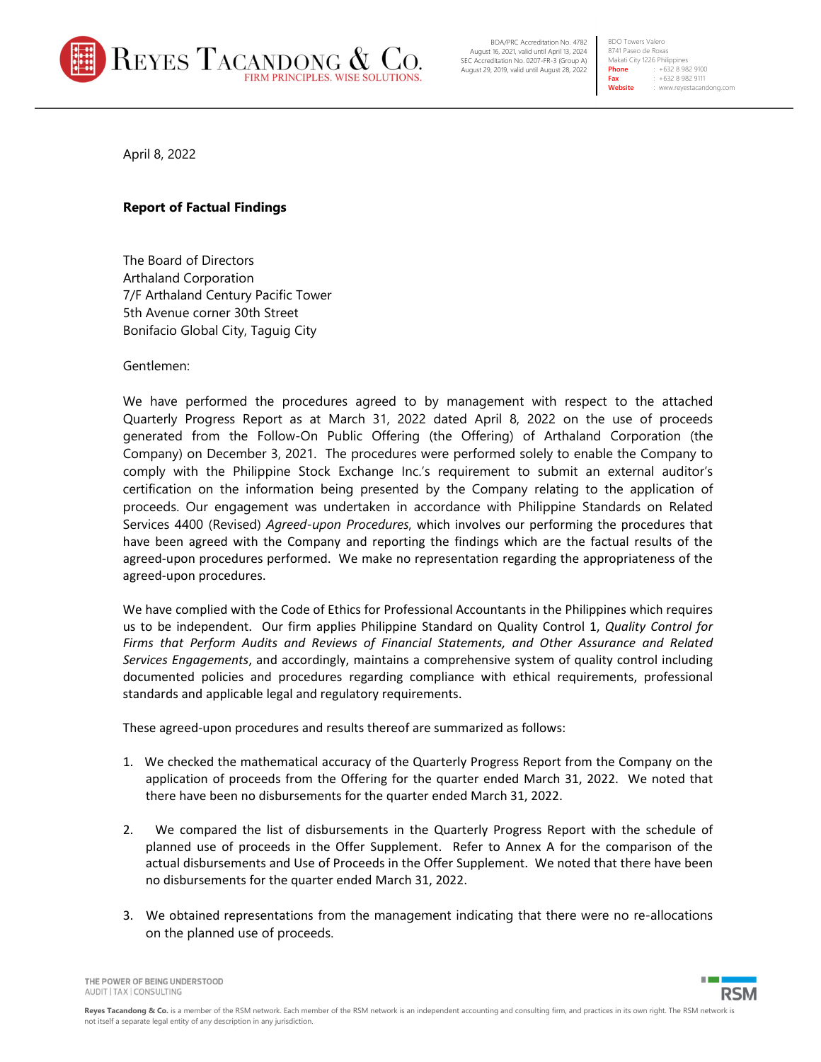April 8, 2022

**Report of Factual Findings**

The Board of Directors
Arthaland Corporation
7/F Arthaland Century Pacific Tower
5th Avenue corner 30th Street
Bonifacio Global City, Taguig City

Gentlemen:

We have performed the procedures agreed to by management with respect to the attached Quarterly Progress Report as at March 31, 2022 dated April 8, 2022 on the use of proceeds generated from the Follow-On Public Offering (the Offering) of Arthaland Corporation (the Company) on December 3, 2021. The procedures were performed solely to enable the Company to comply with the Philippine Stock Exchange Inc.'s requirement to submit an external auditor's certification on the information being presented by the Company relating to the application of proceeds. Our engagement was undertaken in accordance with Philippine Standards on Related Services 4400 (Revised) *Agreed-upon Procedures*, which involves our performing the procedures that have been agreed with the Company and reporting the findings which are the factual results of the agreed-upon procedures performed. We make no representation regarding the appropriateness of the agreed-upon procedures.

We have complied with the Code of Ethics for Professional Accountants in the Philippines which requires us to be independent. Our firm applies Philippine Standard on Quality Control 1, *Quality Control for Firms that Perform Audits and Reviews of Financial Statements, and Other Assurance and Related Services Engagements*, and accordingly, maintains a comprehensive system of quality control including documented policies and procedures regarding compliance with ethical requirements, professional standards and applicable legal and regulatory requirements.

These agreed-upon procedures and results thereof are summarized as follows:

1. We checked the mathematical accuracy of the Quarterly Progress Report from the Company on the application of proceeds from the Offering for the quarter ended March 31, 2022. We noted that there have been no disbursements for the quarter ended March 31, 2022.

2. We compared the list of disbursements in the Quarterly Progress Report with the schedule of planned use of proceeds in the Offer Supplement. Refer to Annex A for the comparison of the actual disbursements and Use of Proceeds in the Offer Supplement. We noted that there have been no disbursements for the quarter ended March 31, 2022.

3. We obtained representations from the management indicating that there were no re-allocations on the planned use of proceeds.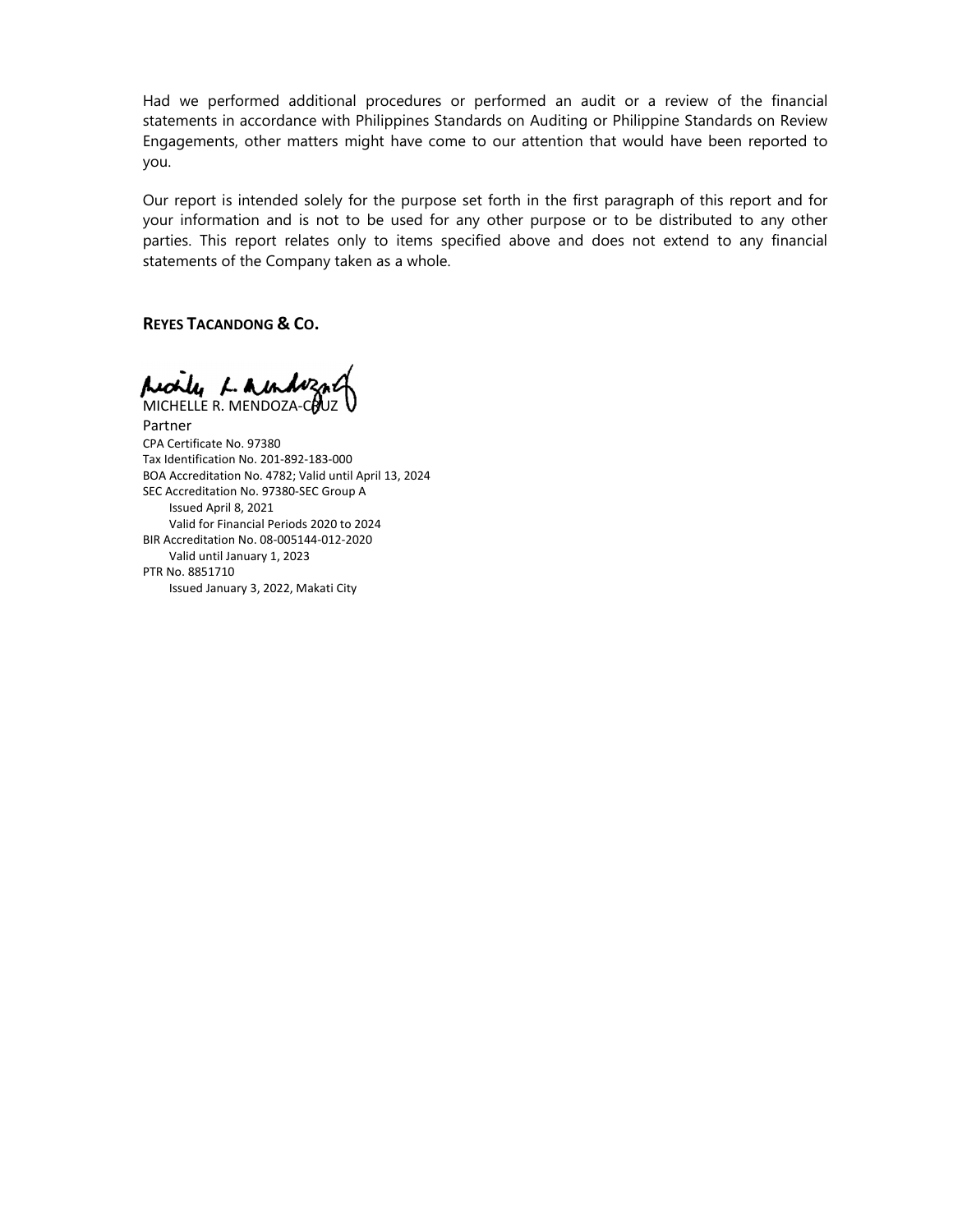Had we performed additional procedures or performed an audit or a review of the financial statements in accordance with Philippines Standards on Auditing or Philippine Standards on Review Engagements, other matters might have come to our attention that would have been reported to you.

Our report is intended solely for the purpose set forth in the first paragraph of this report and for your information and is not to be used for any other purpose or to be distributed to any other parties. This report relates only to items specified above and does not extend to any financial statements of the Company taken as a whole.

**REYES TACANDONG & CO.**

MICHELLE R. MENDOZA-CRUZ
Partner
CPA Certificate No. 97380
Tax Identification No. 201-892-183-000
BOA Accreditation No. 4782; Valid until April 13, 2024
SEC Accreditation No. 97380-SEC Group A
Issued April 8, 2021
Valid for Financial Periods 2020 to 2024
BIR Accreditation No. 08-005144-012-2020
Valid until January 1, 2023
PTR No. 8851710
Issued January 3, 2022, Makati City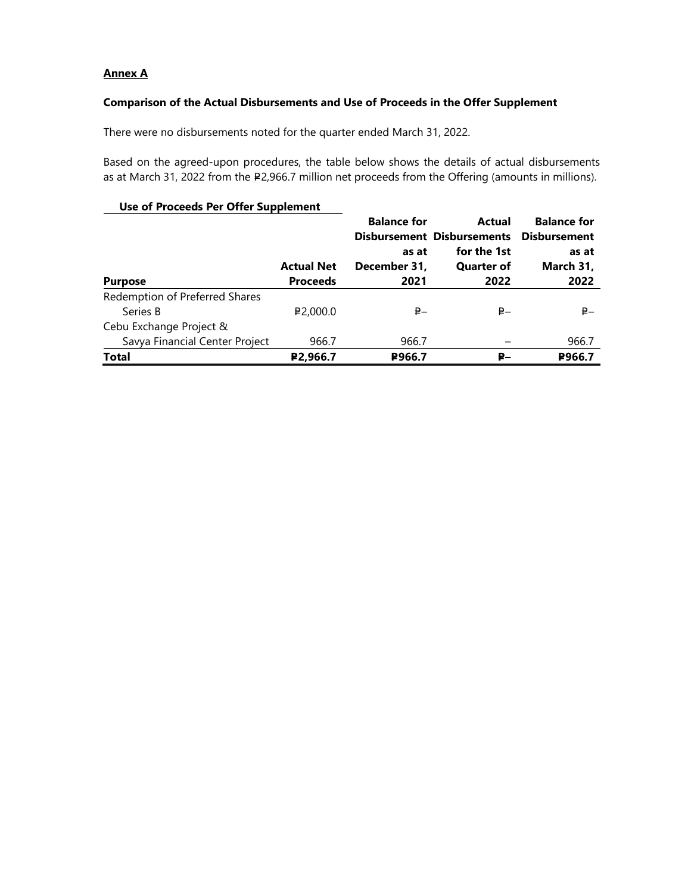**Annex A**

**Comparison of the Actual Disbursements and Use of Proceeds in the Offer Supplement**

There were no disbursements noted for the quarter ended March 31, 2022.

Based on the agreed-upon procedures, the table below shows the details of actual disbursements as at March 31, 2022 from the ₱2,966.7 million net proceeds from the Offering (amounts in millions).

| **Use of Proceeds Per Offer Supplement** | | | | |
|---|---|---|---|---|
| **Purpose** | **Actual Net Proceeds** | **Balance for Disbursement as at December 31, 2021** | **Actual Disbursements for the 1st Quarter of 2022** | **Balance for Disbursement as at March 31, 2022** |
| Redemption of Preferred Shares Series B | ₱2,000.0 | ₱– | ₱– | ₱– |
| Cebu Exchange Project & Savya Financial Center Project | 966.7 | 966.7 | – | 966.7 |
| **Total** | **₱2,966.7** | **₱966.7** | **₱–** | **₱966.7** |